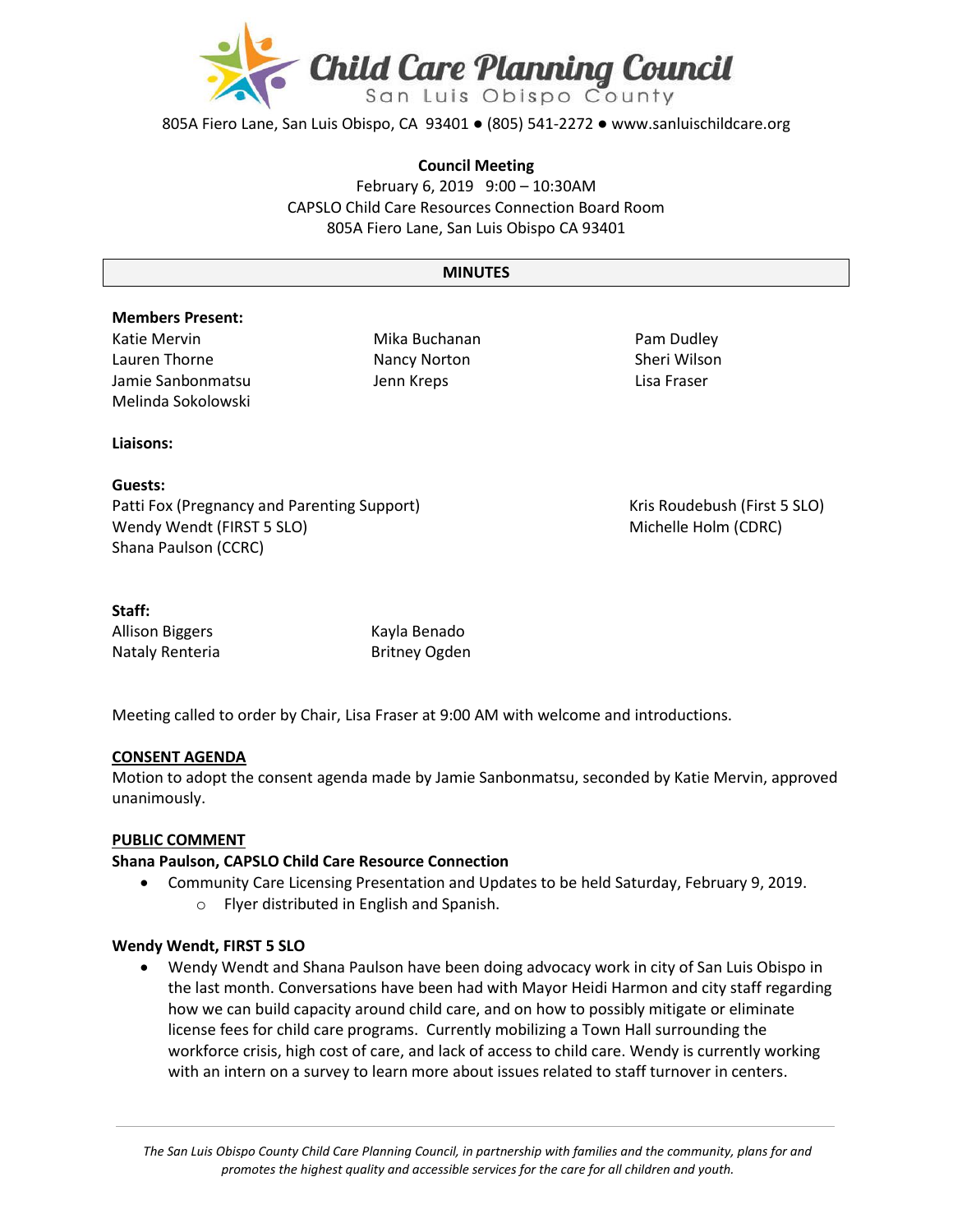# Child Care Planning Council

San Luis Obispo County

805A Fiero Lane, San Luis Obispo, CA 93401 ● (805) 541-2272 ● www.sanluischildcare.org

**Council Meeting**
February 6, 2019 9:00 – 10:30AM
CAPSLO Child Care Resources Connection Board Room
805A Fiero Lane, San Luis Obispo CA 93401

## MINUTES

**Members Present:**

Katie Mervin
Lauren Thorne
Jamie Sanbonmatsu
Melinda Sokolowski
Mika Buchanan
Nancy Norton
Jenn Kreps
Pam Dudley
Sheri Wilson
Lisa Fraser

**Liaisons:**

**Guests:**

Patti Fox (Pregnancy and Parenting Support)
Wendy Wendt (FIRST 5 SLO)
Shana Paulson (CCRC)
Kris Roudebush (First 5 SLO)
Michelle Holm (CDRC)

**Staff:**

Allison Biggers
Nataly Renteria
Kayla Benado
Britney Ogden

Meeting called to order by Chair, Lisa Fraser at 9:00 AM with welcome and introductions.

**CONSENT AGENDA**

Motion to adopt the consent agenda made by Jamie Sanbonmatsu, seconded by Katie Mervin, approved unanimously.

**PUBLIC COMMENT**

**Shana Paulson, CAPSLO Child Care Resource Connection**

- Community Care Licensing Presentation and Updates to be held Saturday, February 9, 2019.
  - Flyer distributed in English and Spanish.

**Wendy Wendt, FIRST 5 SLO**

- Wendy Wendt and Shana Paulson have been doing advocacy work in city of San Luis Obispo in the last month. Conversations have been had with Mayor Heidi Harmon and city staff regarding how we can build capacity around child care, and on how to possibly mitigate or eliminate license fees for child care programs. Currently mobilizing a Town Hall surrounding the workforce crisis, high cost of care, and lack of access to child care. Wendy is currently working with an intern on a survey to learn more about issues related to staff turnover in centers.

*The San Luis Obispo County Child Care Planning Council, in partnership with families and the community, plans for and promotes the highest quality and accessible services for the care for all children and youth.*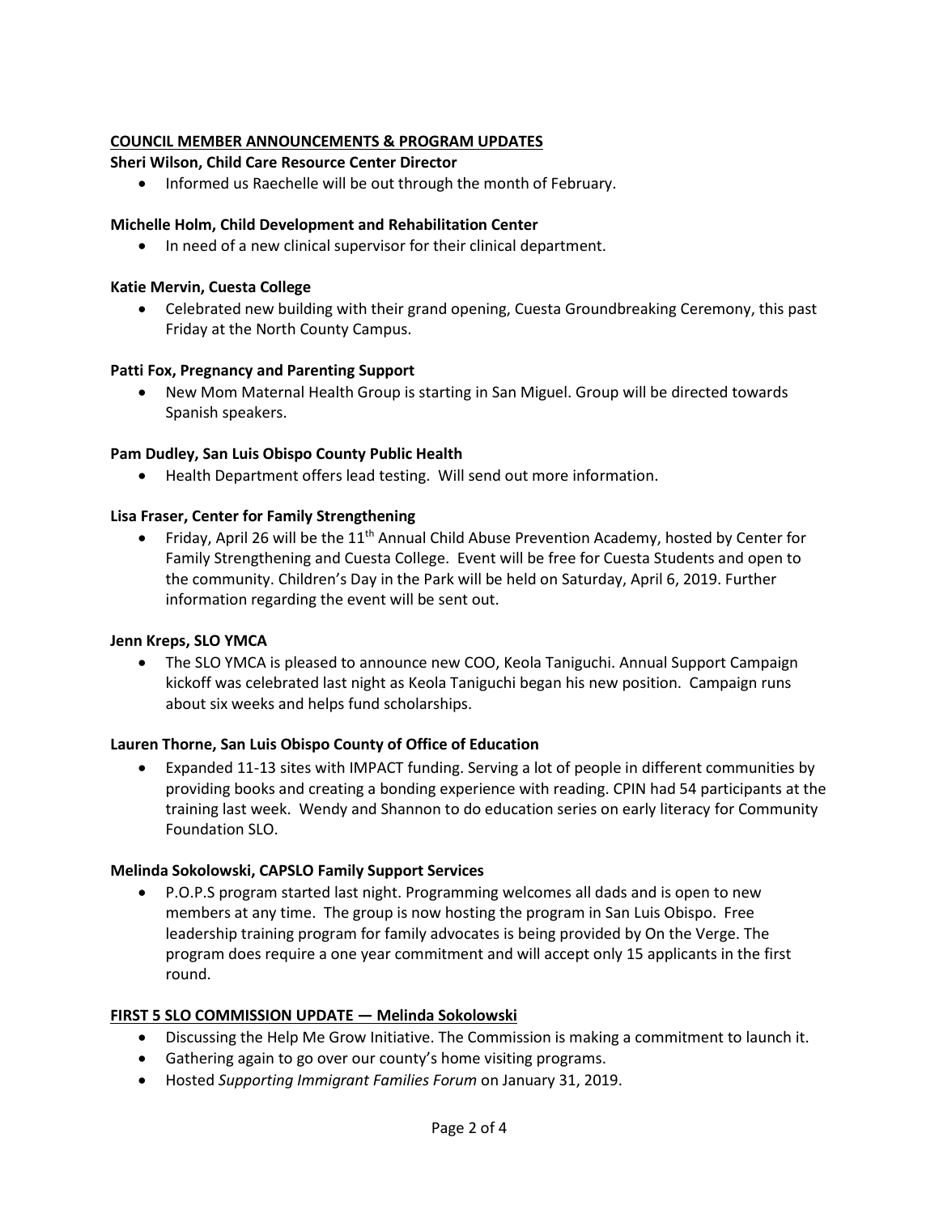## COUNCIL MEMBER ANNOUNCEMENTS & PROGRAM UPDATES

**Sheri Wilson, Child Care Resource Center Director**

- Informed us Raechelle will be out through the month of February.

**Michelle Holm, Child Development and Rehabilitation Center**

- In need of a new clinical supervisor for their clinical department.

**Katie Mervin, Cuesta College**

- Celebrated new building with their grand opening, Cuesta Groundbreaking Ceremony, this past Friday at the North County Campus.

**Patti Fox, Pregnancy and Parenting Support**

- New Mom Maternal Health Group is starting in San Miguel. Group will be directed towards Spanish speakers.

**Pam Dudley, San Luis Obispo County Public Health**

- Health Department offers lead testing. Will send out more information.

**Lisa Fraser, Center for Family Strengthening**

- Friday, April 26 will be the 11th Annual Child Abuse Prevention Academy, hosted by Center for Family Strengthening and Cuesta College. Event will be free for Cuesta Students and open to the community. Children's Day in the Park will be held on Saturday, April 6, 2019. Further information regarding the event will be sent out.

**Jenn Kreps, SLO YMCA**

- The SLO YMCA is pleased to announce new COO, Keola Taniguchi. Annual Support Campaign kickoff was celebrated last night as Keola Taniguchi began his new position. Campaign runs about six weeks and helps fund scholarships.

**Lauren Thorne, San Luis Obispo County of Office of Education**

- Expanded 11-13 sites with IMPACT funding. Serving a lot of people in different communities by providing books and creating a bonding experience with reading. CPIN had 54 participants at the training last week. Wendy and Shannon to do education series on early literacy for Community Foundation SLO.

**Melinda Sokolowski, CAPSLO Family Support Services**

- P.O.P.S program started last night. Programming welcomes all dads and is open to new members at any time. The group is now hosting the program in San Luis Obispo. Free leadership training program for family advocates is being provided by On the Verge. The program does require a one year commitment and will accept only 15 applicants in the first round.

## FIRST 5 SLO COMMISSION UPDATE — Melinda Sokolowski

- Discussing the Help Me Grow Initiative. The Commission is making a commitment to launch it.
- Gathering again to go over our county's home visiting programs.
- Hosted *Supporting Immigrant Families Forum* on January 31, 2019.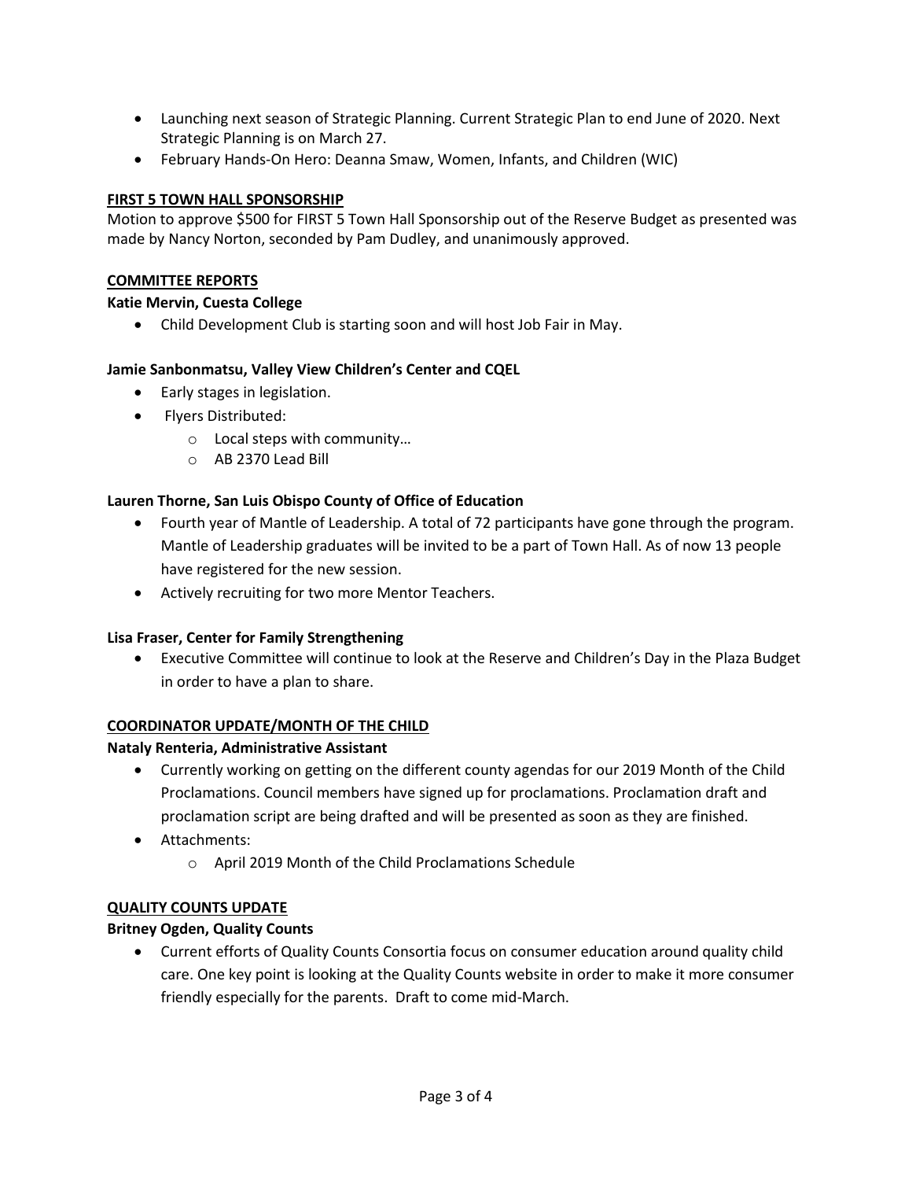- Launching next season of Strategic Planning. Current Strategic Plan to end June of 2020. Next Strategic Planning is on March 27.
- February Hands-On Hero: Deanna Smaw, Women, Infants, and Children (WIC)

**FIRST 5 TOWN HALL SPONSORSHIP**

Motion to approve $500 for FIRST 5 Town Hall Sponsorship out of the Reserve Budget as presented was made by Nancy Norton, seconded by Pam Dudley, and unanimously approved.

**COMMITTEE REPORTS**

**Katie Mervin, Cuesta College**

- Child Development Club is starting soon and will host Job Fair in May.

**Jamie Sanbonmatsu, Valley View Children's Center and CQEL**

- Early stages in legislation.
- Flyers Distributed:
  - Local steps with community…
  - AB 2370 Lead Bill

**Lauren Thorne, San Luis Obispo County of Office of Education**

- Fourth year of Mantle of Leadership. A total of 72 participants have gone through the program. Mantle of Leadership graduates will be invited to be a part of Town Hall. As of now 13 people have registered for the new session.
- Actively recruiting for two more Mentor Teachers.

**Lisa Fraser, Center for Family Strengthening**

- Executive Committee will continue to look at the Reserve and Children's Day in the Plaza Budget in order to have a plan to share.

**COORDINATOR UPDATE/MONTH OF THE CHILD**

**Nataly Renteria, Administrative Assistant**

- Currently working on getting on the different county agendas for our 2019 Month of the Child Proclamations. Council members have signed up for proclamations. Proclamation draft and proclamation script are being drafted and will be presented as soon as they are finished.
- Attachments:
  - April 2019 Month of the Child Proclamations Schedule

**QUALITY COUNTS UPDATE**

**Britney Ogden, Quality Counts**

- Current efforts of Quality Counts Consortia focus on consumer education around quality child care. One key point is looking at the Quality Counts website in order to make it more consumer friendly especially for the parents. Draft to come mid-March.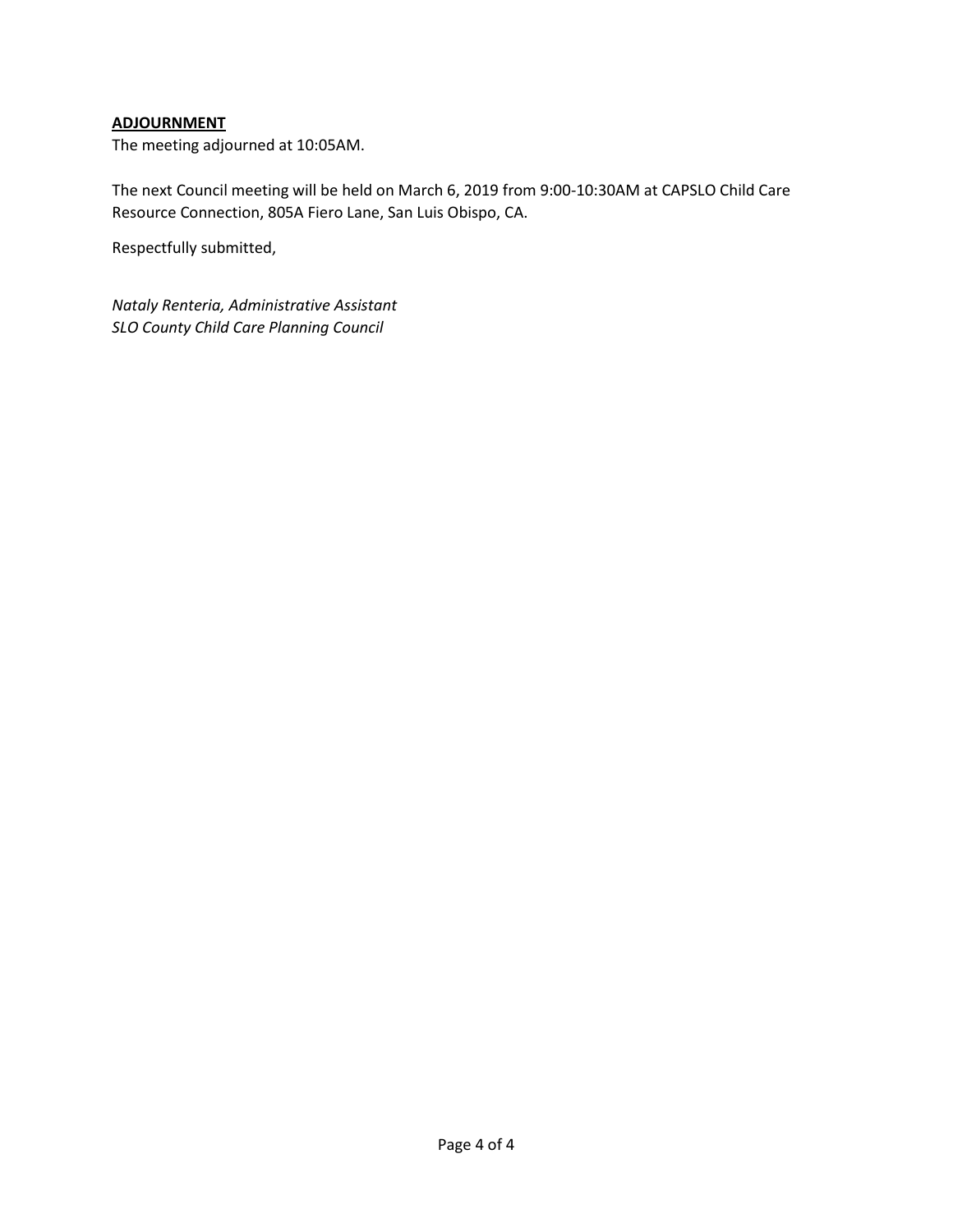**ADJOURNMENT**

The meeting adjourned at 10:05AM.

The next Council meeting will be held on March 6, 2019 from 9:00-10:30AM at CAPSLO Child Care Resource Connection, 805A Fiero Lane, San Luis Obispo, CA.

Respectfully submitted,

*Nataly Renteria, Administrative Assistant*
*SLO County Child Care Planning Council*